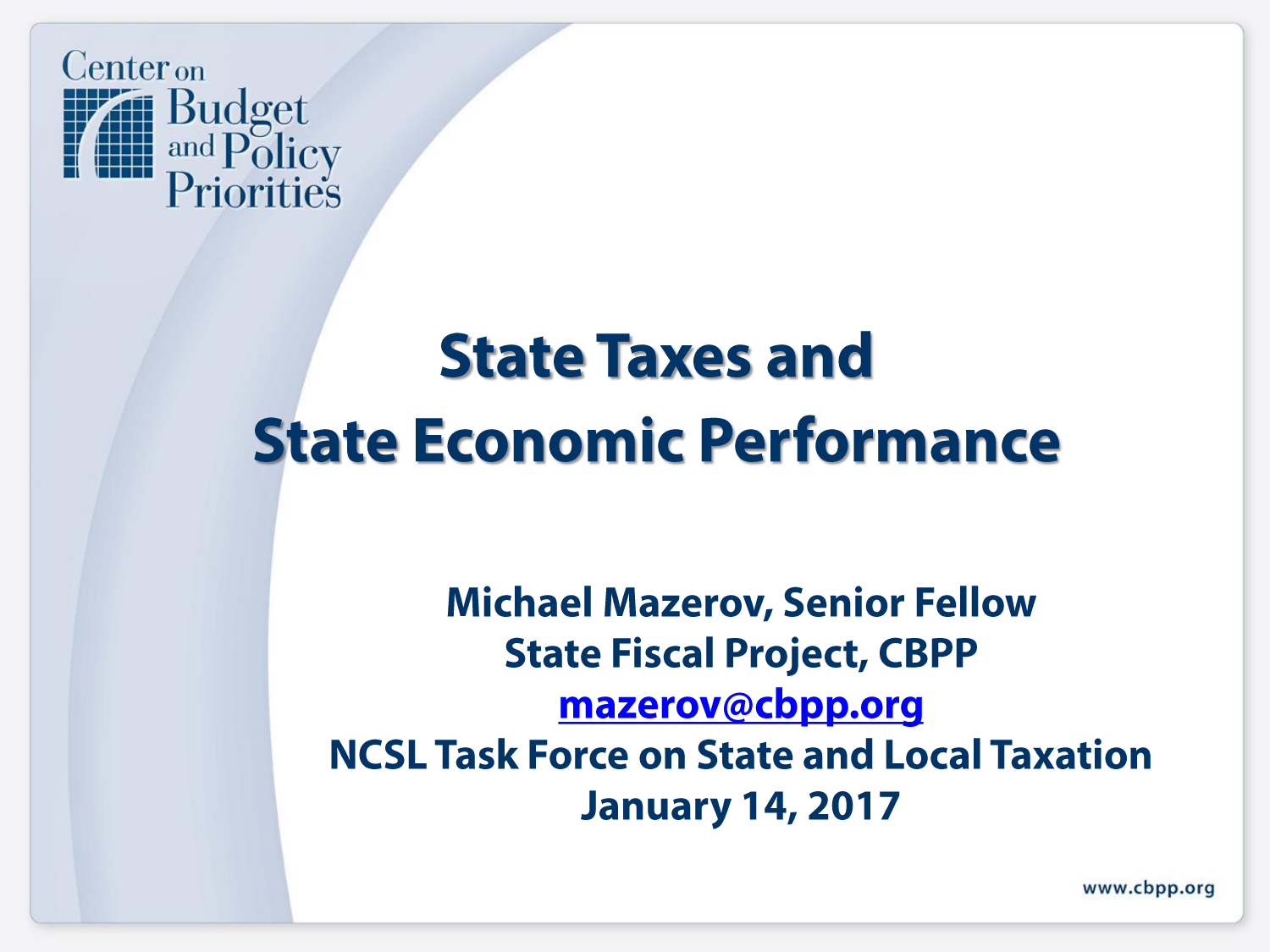Center on Budget and Policy Priorities

# State Taxes and State Economic Performance

**Michael Mazerov, Senior Fellow**
**State Fiscal Project, CBPP**
**mazerov@cbpp.org**
**NCSL Task Force on State and Local Taxation**
**January 14, 2017**

www.cbpp.org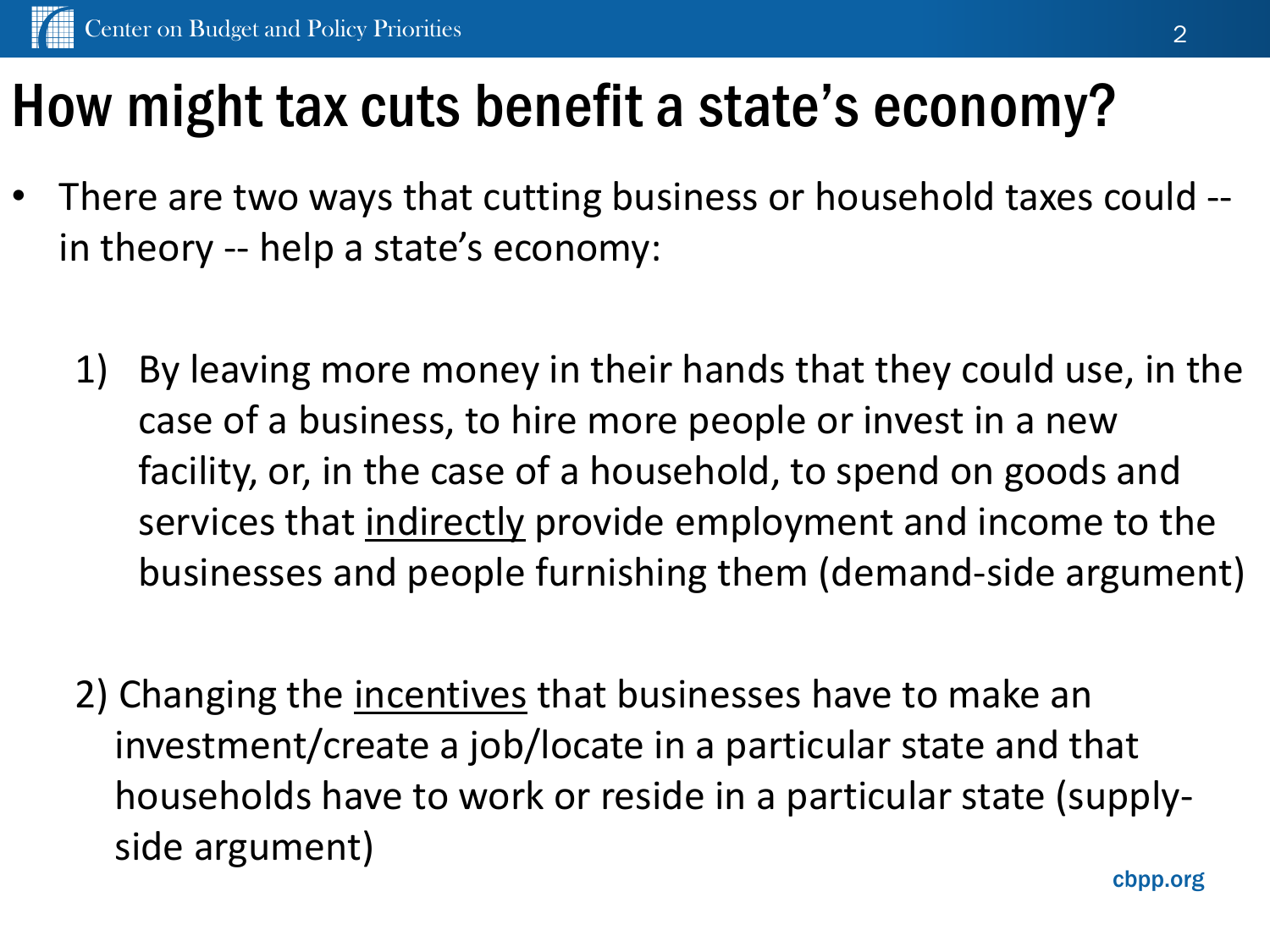# How might tax cuts benefit a state's economy?

- There are two ways that cutting business or household taxes could -- in theory -- help a state's economy:

  1) By leaving more money in their hands that they could use, in the case of a business, to hire more people or invest in a new facility, or, in the case of a household, to spend on goods and services that <u>indirectly</u> provide employment and income to the businesses and people furnishing them (demand-side argument)

  2) Changing the <u>incentives</u> that businesses have to make an investment/create a job/locate in a particular state and that households have to work or reside in a particular state (supply-side argument)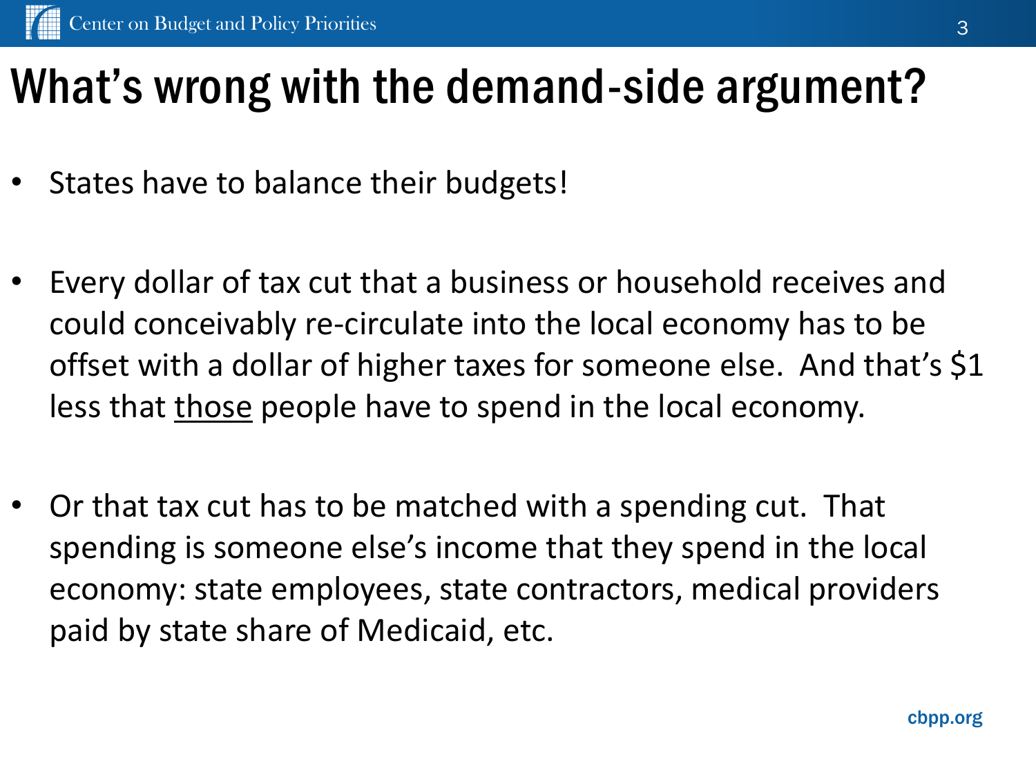# What's wrong with the demand-side argument?

- States have to balance their budgets!
- Every dollar of tax cut that a business or household receives and could conceivably re-circulate into the local economy has to be offset with a dollar of higher taxes for someone else. And that's $1 less that <u>those</u> people have to spend in the local economy.
- Or that tax cut has to be matched with a spending cut. That spending is someone else's income that they spend in the local economy: state employees, state contractors, medical providers paid by state share of Medicaid, etc.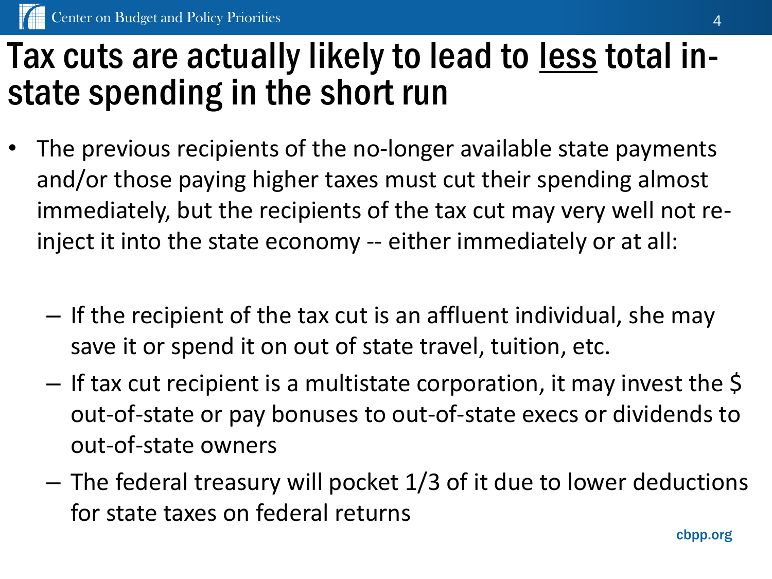# Tax cuts are actually likely to lead to <u>less</u> total in-state spending in the short run

- The previous recipients of the no-longer available state payments and/or those paying higher taxes must cut their spending almost immediately, but the recipients of the tax cut may very well not re-inject it into the state economy -- either immediately or at all:
  - If the recipient of the tax cut is an affluent individual, she may save it or spend it on out of state travel, tuition, etc.
  - If tax cut recipient is a multistate corporation, it may invest the $ out-of-state or pay bonuses to out-of-state execs or dividends to out-of-state owners
  - The federal treasury will pocket 1/3 of it due to lower deductions for state taxes on federal returns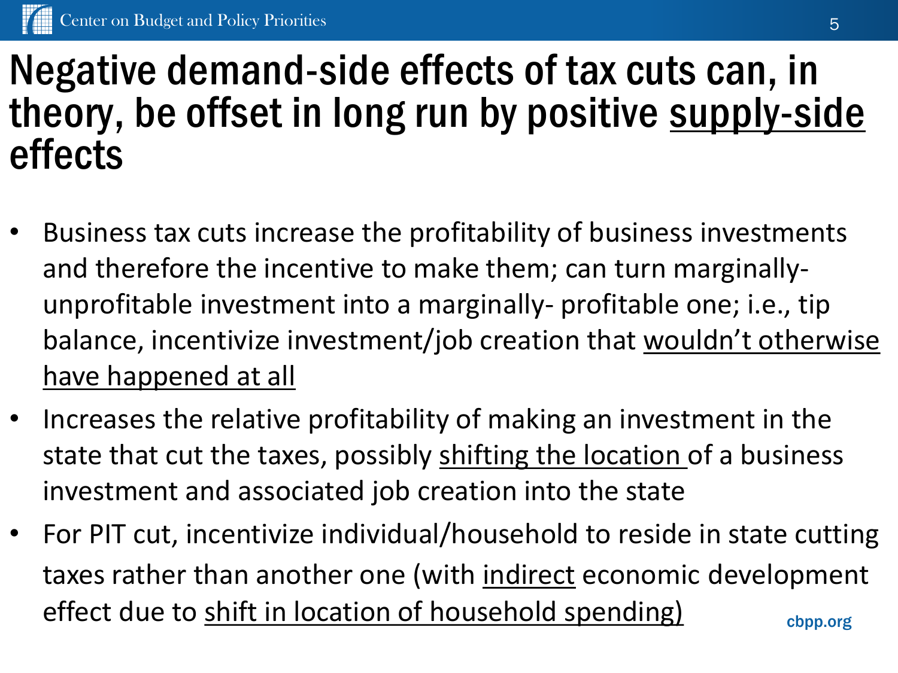# Negative demand-side effects of tax cuts can, in theory, be offset in long run by positive supply-side effects

- Business tax cuts increase the profitability of business investments and therefore the incentive to make them; can turn marginally-unprofitable investment into a marginally- profitable one; i.e., tip balance, incentivize investment/job creation that wouldn't otherwise have happened at all
- Increases the relative profitability of making an investment in the state that cut the taxes, possibly shifting the location of a business investment and associated job creation into the state
- For PIT cut, incentivize individual/household to reside in state cutting taxes rather than another one (with indirect economic development effect due to shift in location of household spending)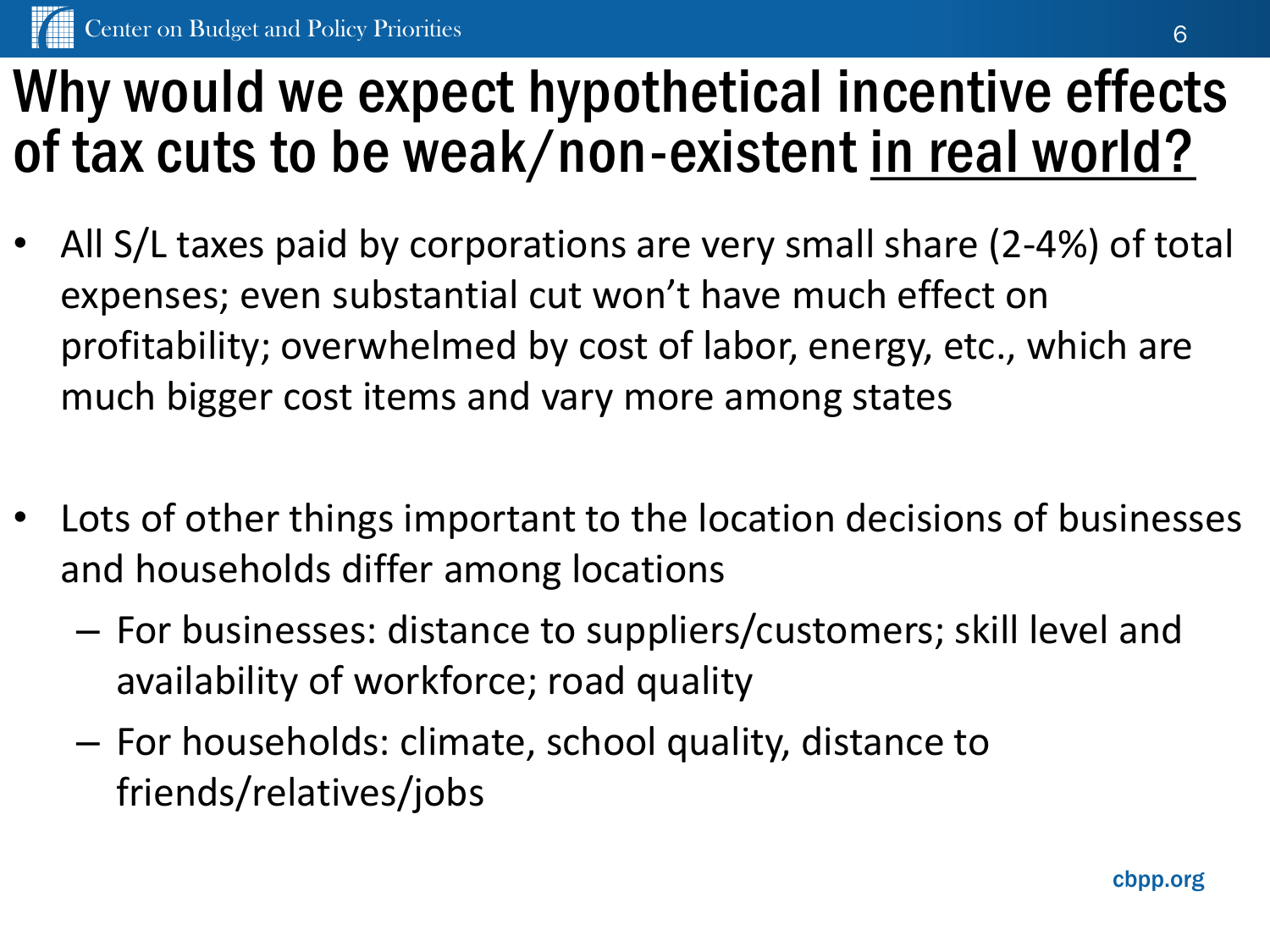# Why would we expect hypothetical incentive effects of tax cuts to be weak/non-existent <u>in real world?</u>

- All S/L taxes paid by corporations are very small share (2-4%) of total expenses; even substantial cut won't have much effect on profitability; overwhelmed by cost of labor, energy, etc., which are much bigger cost items and vary more among states

- Lots of other things important to the location decisions of businesses and households differ among locations
  - For businesses: distance to suppliers/customers; skill level and availability of workforce; road quality
  - For households: climate, school quality, distance to friends/relatives/jobs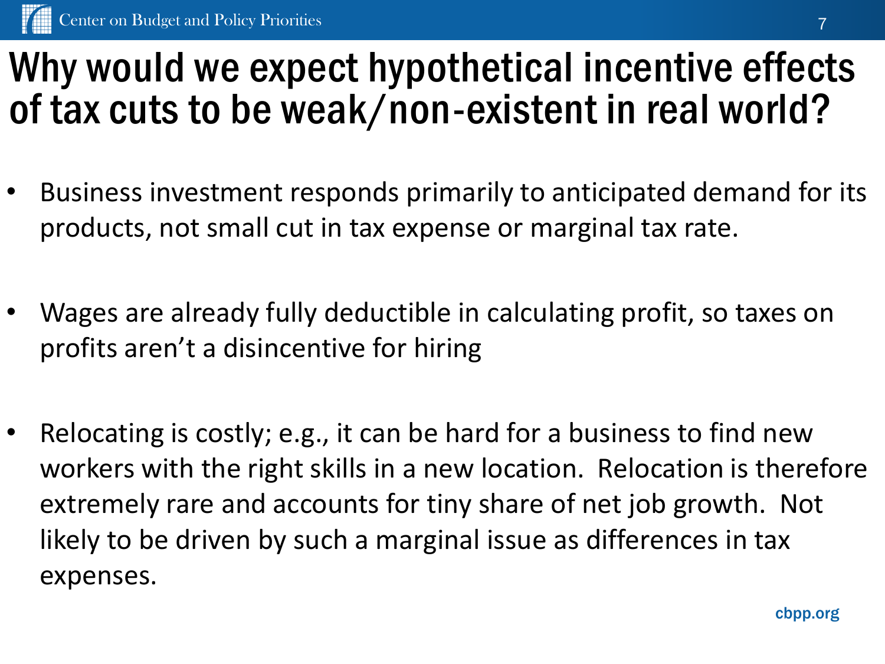# Why would we expect hypothetical incentive effects of tax cuts to be weak/non-existent in real world?

- Business investment responds primarily to anticipated demand for its products, not small cut in tax expense or marginal tax rate.
- Wages are already fully deductible in calculating profit, so taxes on profits aren't a disincentive for hiring
- Relocating is costly; e.g., it can be hard for a business to find new workers with the right skills in a new location. Relocation is therefore extremely rare and accounts for tiny share of net job growth. Not likely to be driven by such a marginal issue as differences in tax expenses.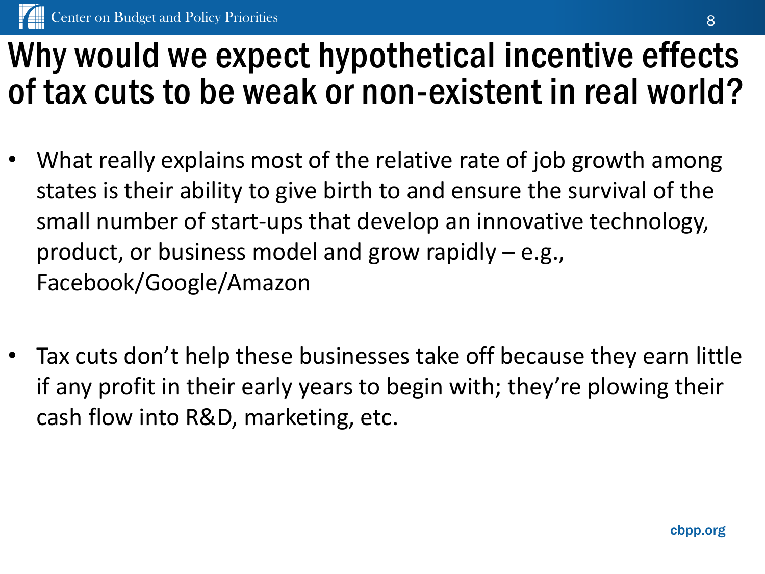# Why would we expect hypothetical incentive effects of tax cuts to be weak or non-existent in real world?

- What really explains most of the relative rate of job growth among states is their ability to give birth to and ensure the survival of the small number of start-ups that develop an innovative technology, product, or business model and grow rapidly – e.g., Facebook/Google/Amazon

- Tax cuts don't help these businesses take off because they earn little if any profit in their early years to begin with; they're plowing their cash flow into R&D, marketing, etc.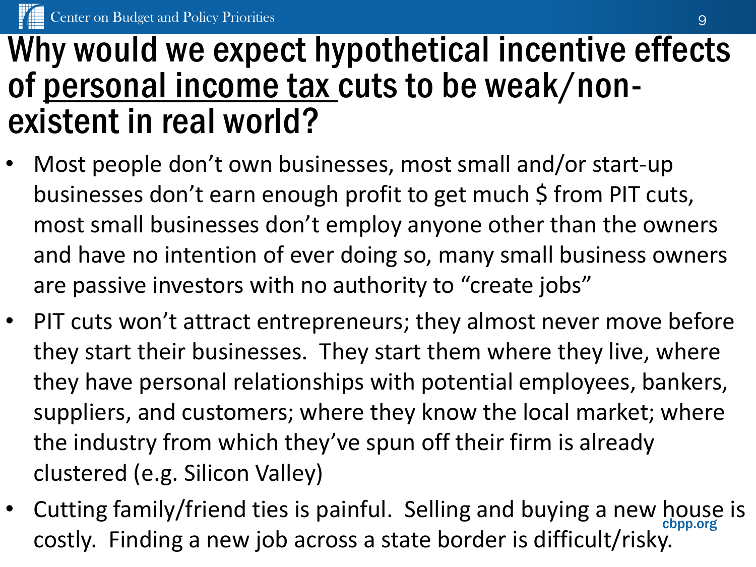# Why would we expect hypothetical incentive effects of personal income tax cuts to be weak/non-existent in real world?

- Most people don't own businesses, most small and/or start-up businesses don't earn enough profit to get much $ from PIT cuts, most small businesses don't employ anyone other than the owners and have no intention of ever doing so, many small business owners are passive investors with no authority to "create jobs"
- PIT cuts won't attract entrepreneurs; they almost never move before they start their businesses. They start them where they live, where they have personal relationships with potential employees, bankers, suppliers, and customers; where they know the local market; where the industry from which they've spun off their firm is already clustered (e.g. Silicon Valley)
- Cutting family/friend ties is painful. Selling and buying a new house is costly. Finding a new job across a state border is difficult/risky.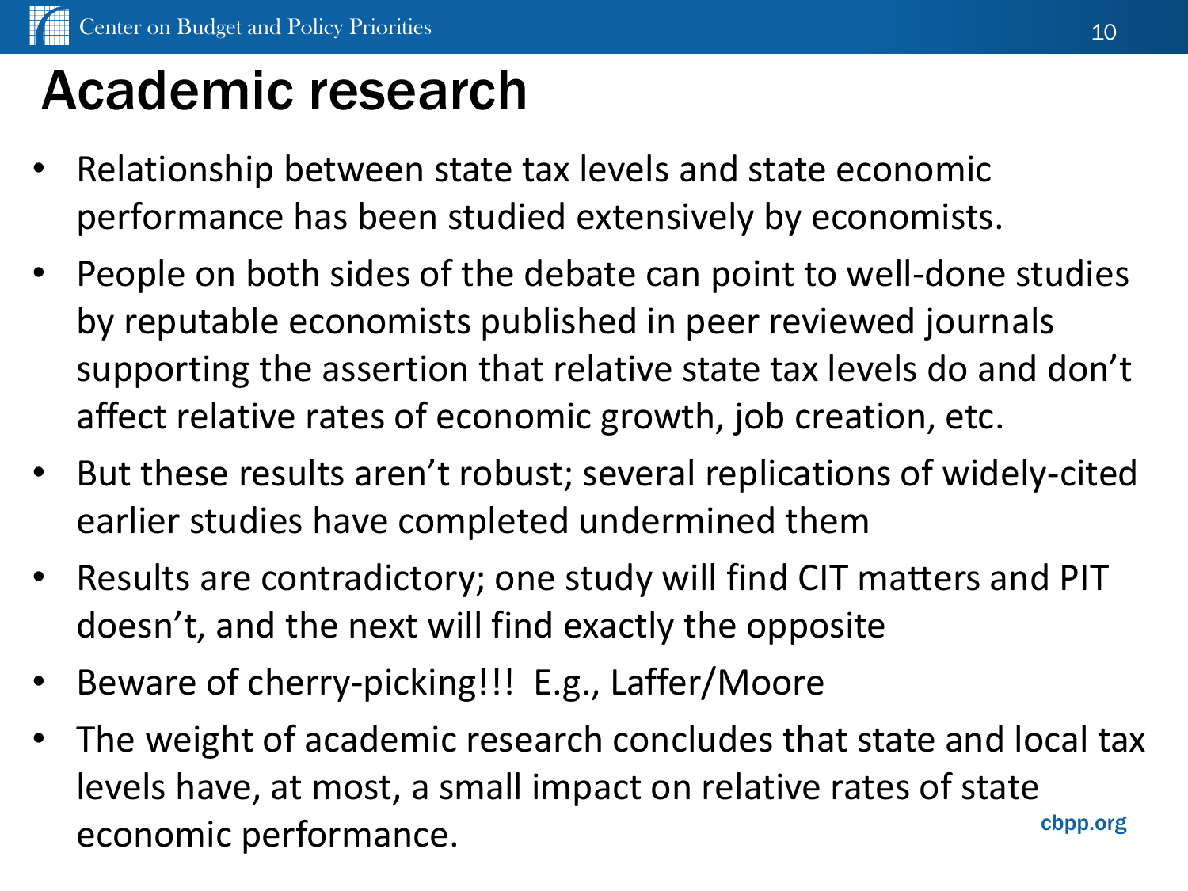# Academic research

- Relationship between state tax levels and state economic performance has been studied extensively by economists.
- People on both sides of the debate can point to well-done studies by reputable economists published in peer reviewed journals supporting the assertion that relative state tax levels do and don't affect relative rates of economic growth, job creation, etc.
- But these results aren't robust; several replications of widely-cited earlier studies have completed undermined them
- Results are contradictory; one study will find CIT matters and PIT doesn't, and the next will find exactly the opposite
- Beware of cherry-picking!!! E.g., Laffer/Moore
- The weight of academic research concludes that state and local tax levels have, at most, a small impact on relative rates of state economic performance.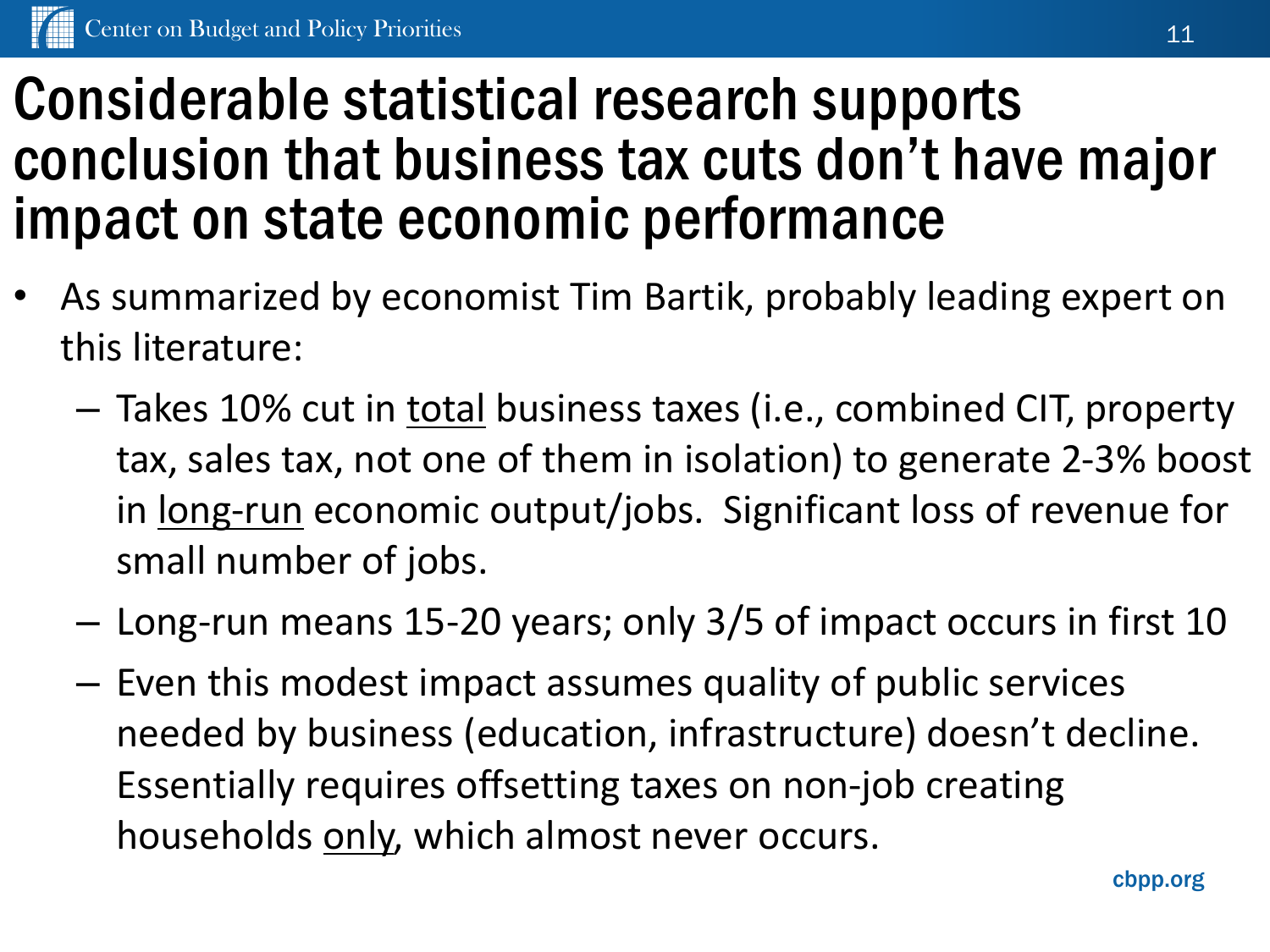# Considerable statistical research supports conclusion that business tax cuts don't have major impact on state economic performance

- As summarized by economist Tim Bartik, probably leading expert on this literature:
  - Takes 10% cut in <u>total</u> business taxes (i.e., combined CIT, property tax, sales tax, not one of them in isolation) to generate 2-3% boost in <u>long-run</u> economic output/jobs. Significant loss of revenue for small number of jobs.
  - Long-run means 15-20 years; only 3/5 of impact occurs in first 10
  - Even this modest impact assumes quality of public services needed by business (education, infrastructure) doesn't decline. Essentially requires offsetting taxes on non-job creating households <u>only</u>, which almost never occurs.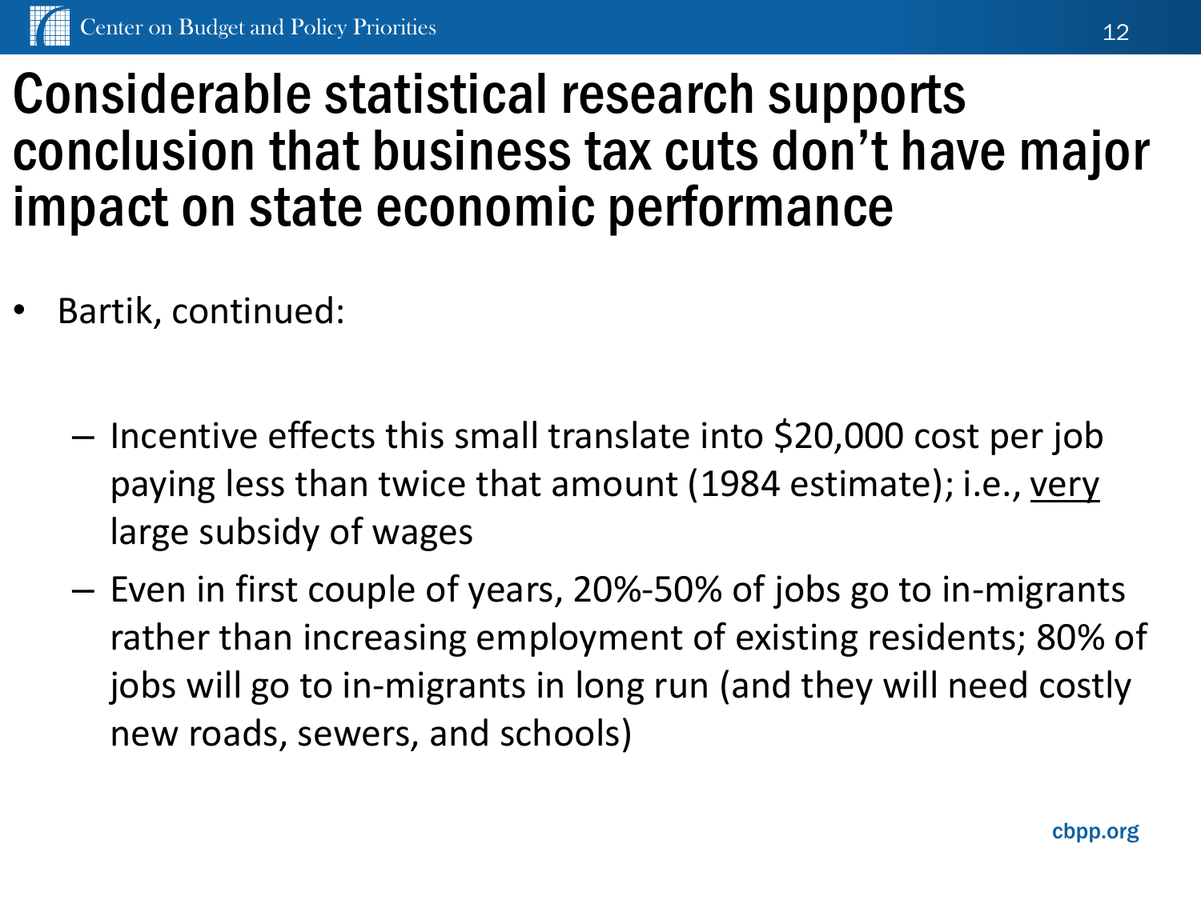# Considerable statistical research supports conclusion that business tax cuts don't have major impact on state economic performance

- Bartik, continued:
  - Incentive effects this small translate into $20,000 cost per job paying less than twice that amount (1984 estimate); i.e., <u>very</u> large subsidy of wages
  - Even in first couple of years, 20%-50% of jobs go to in-migrants rather than increasing employment of existing residents; 80% of jobs will go to in-migrants in long run (and they will need costly new roads, sewers, and schools)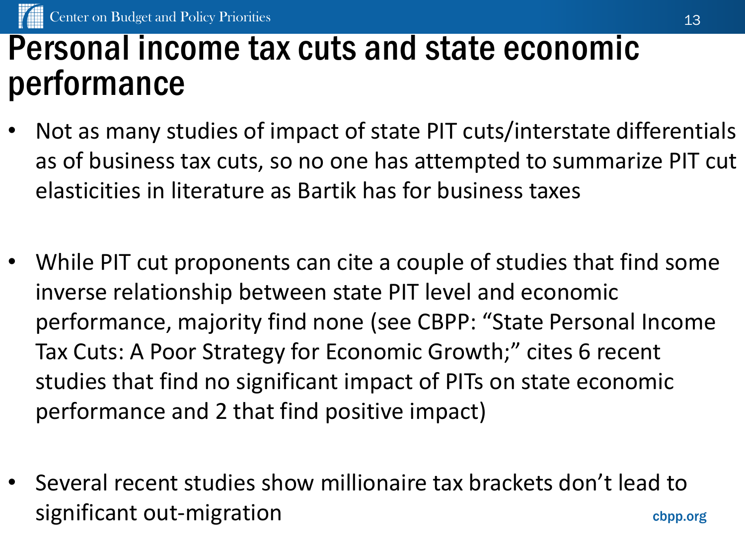# Personal income tax cuts and state economic performance

- Not as many studies of impact of state PIT cuts/interstate differentials as of business tax cuts, so no one has attempted to summarize PIT cut elasticities in literature as Bartik has for business taxes

- While PIT cut proponents can cite a couple of studies that find some inverse relationship between state PIT level and economic performance, majority find none (see CBPP: “State Personal Income Tax Cuts: A Poor Strategy for Economic Growth;” cites 6 recent studies that find no significant impact of PITs on state economic performance and 2 that find positive impact)

- Several recent studies show millionaire tax brackets don’t lead to significant out-migration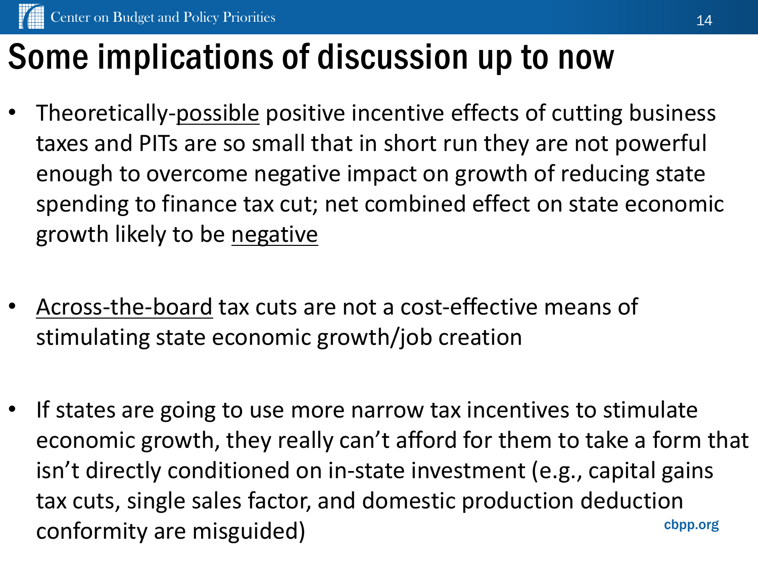# Some implications of discussion up to now

- Theoretically-<u>possible</u> positive incentive effects of cutting business taxes and PITs are so small that in short run they are not powerful enough to overcome negative impact on growth of reducing state spending to finance tax cut; net combined effect on state economic growth likely to be <u>negative</u>

- <u>Across-the-board</u> tax cuts are not a cost-effective means of stimulating state economic growth/job creation

- If states are going to use more narrow tax incentives to stimulate economic growth, they really can't afford for them to take a form that isn't directly conditioned on in-state investment (e.g., capital gains tax cuts, single sales factor, and domestic production deduction conformity are misguided)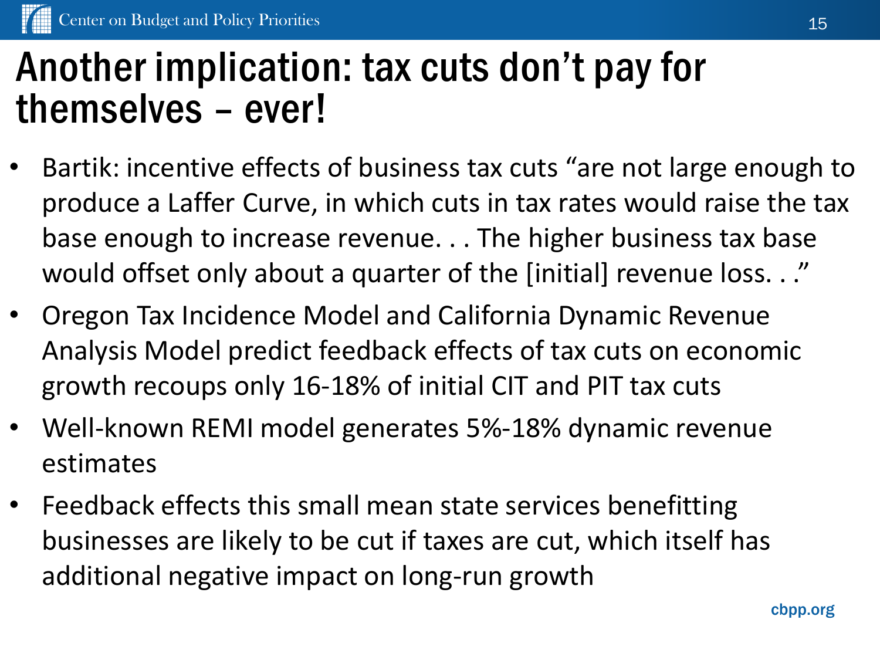# Another implication: tax cuts don't pay for themselves – ever!

- Bartik: incentive effects of business tax cuts "are not large enough to produce a Laffer Curve, in which cuts in tax rates would raise the tax base enough to increase revenue. . . The higher business tax base would offset only about a quarter of the [initial] revenue loss. . ."
- Oregon Tax Incidence Model and California Dynamic Revenue Analysis Model predict feedback effects of tax cuts on economic growth recoups only 16-18% of initial CIT and PIT tax cuts
- Well-known REMI model generates 5%-18% dynamic revenue estimates
- Feedback effects this small mean state services benefitting businesses are likely to be cut if taxes are cut, which itself has additional negative impact on long-run growth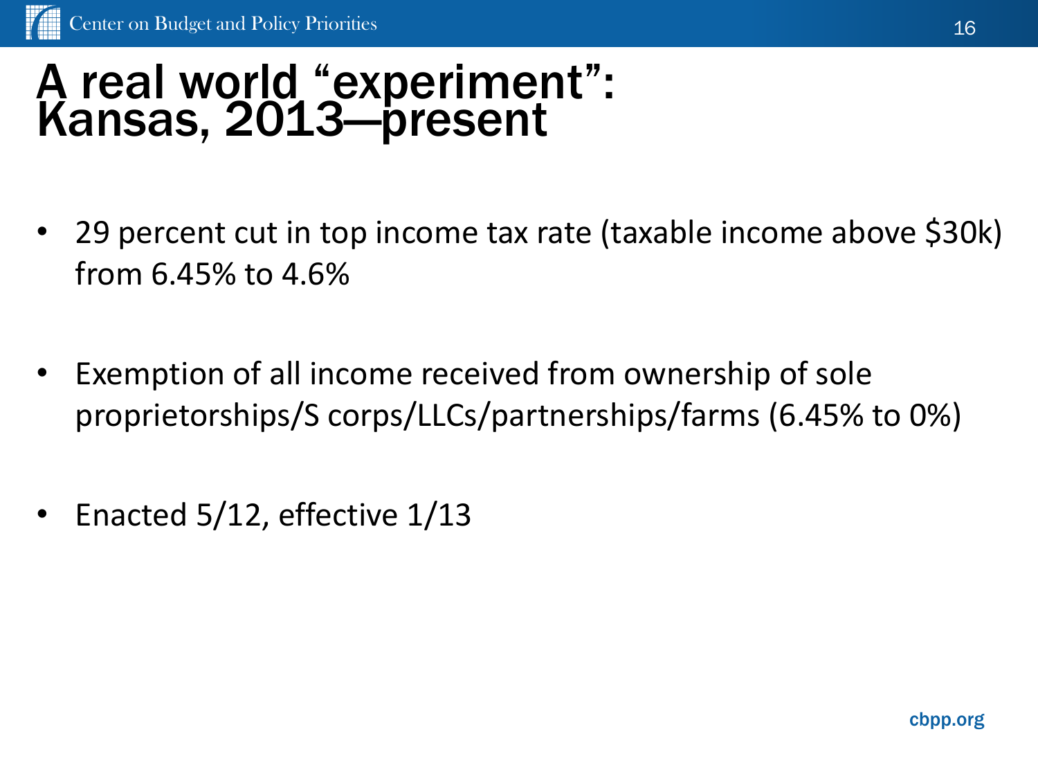# A real world "experiment": Kansas, 2013—present

- 29 percent cut in top income tax rate (taxable income above $30k) from 6.45% to 4.6%

- Exemption of all income received from ownership of sole proprietorships/S corps/LLCs/partnerships/farms (6.45% to 0%)

- Enacted 5/12, effective 1/13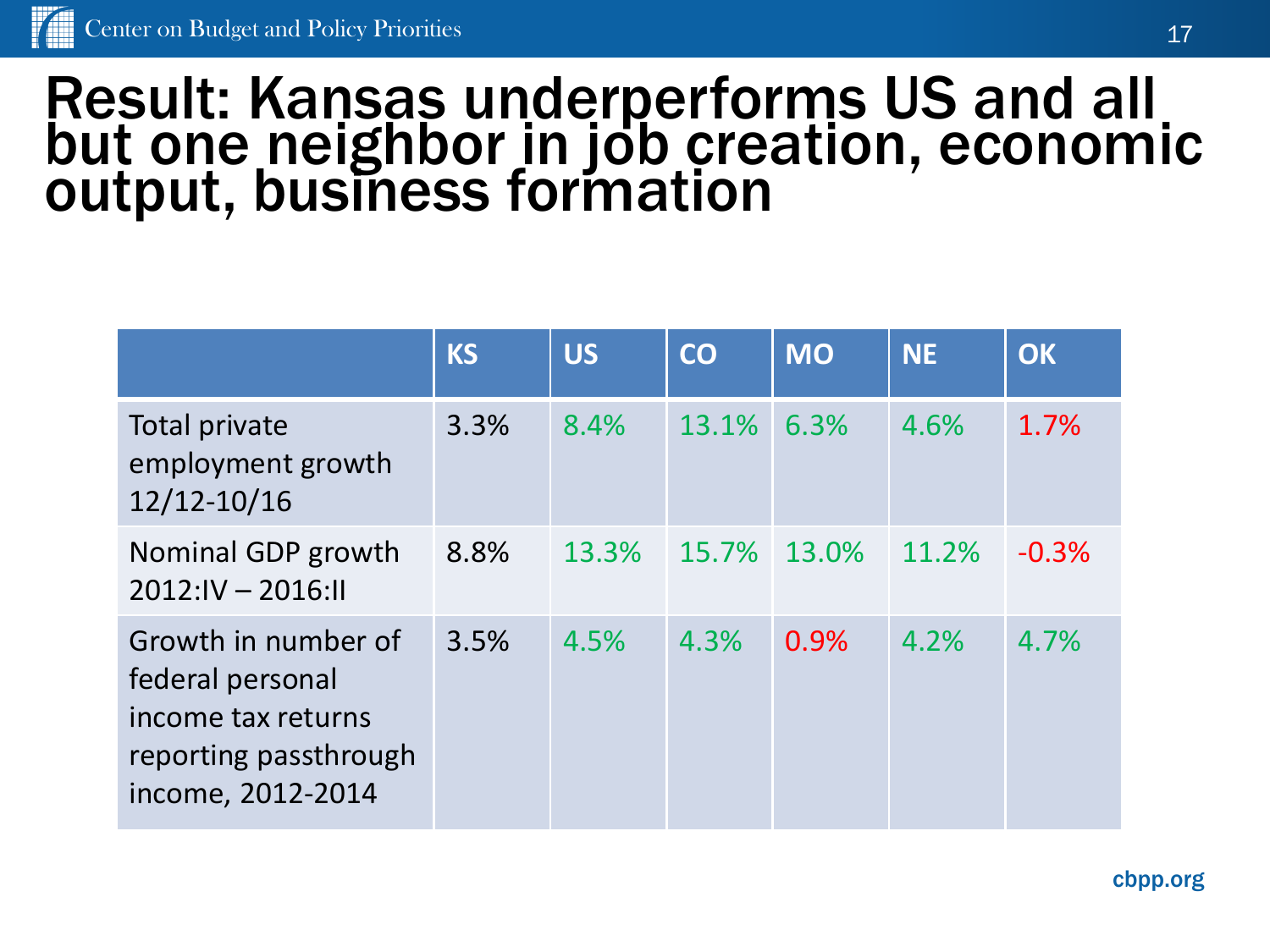# Result: Kansas underperforms US and all but one neighbor in job creation, economic output, business formation

| | KS | US | CO | MO | NE | OK |
|---|---|---|---|---|---|---|
| Total private employment growth 12/12-10/16 | 3.3% | 8.4% | 13.1% | 6.3% | 4.6% | 1.7% |
| Nominal GDP growth 2012:IV – 2016:II | 8.8% | 13.3% | 15.7% | 13.0% | 11.2% | -0.3% |
| Growth in number of federal personal income tax returns reporting passthrough income, 2012-2014 | 3.5% | 4.5% | 4.3% | 0.9% | 4.2% | 4.7% |

cbpp.org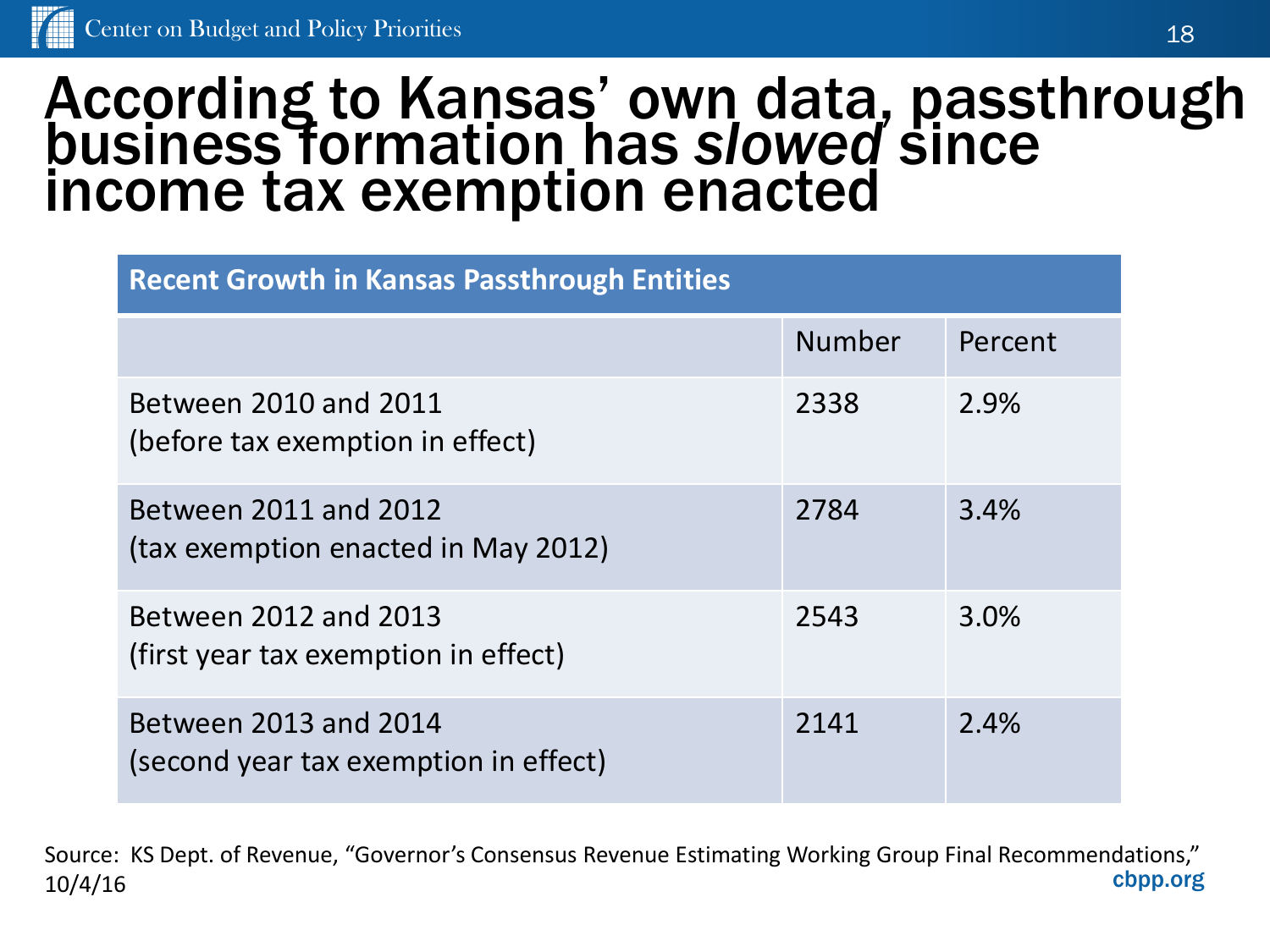# According to Kansas' own data, passthrough business formation has *slowed* since income tax exemption enacted

| Recent Growth in Kansas Passthrough Entities | | |
|---|---|---|
| | Number | Percent |
| Between 2010 and 2011 (before tax exemption in effect) | 2338 | 2.9% |
| Between 2011 and 2012 (tax exemption enacted in May 2012) | 2784 | 3.4% |
| Between 2012 and 2013 (first year tax exemption in effect) | 2543 | 3.0% |
| Between 2013 and 2014 (second year tax exemption in effect) | 2141 | 2.4% |

Source: KS Dept. of Revenue, "Governor's Consensus Revenue Estimating Working Group Final Recommendations," 10/4/16

cbpp.org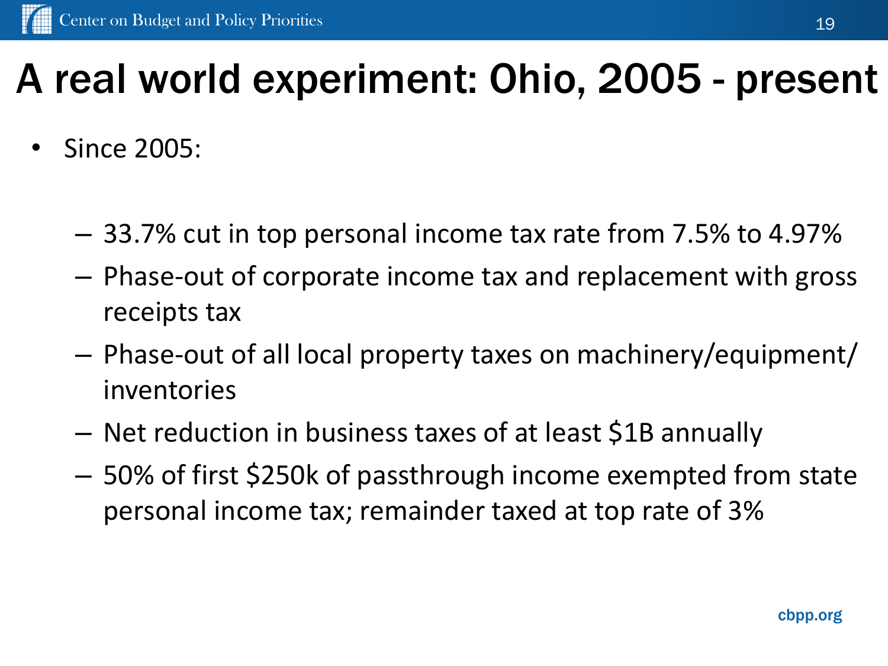# A real world experiment: Ohio, 2005 - present

- Since 2005:
  - 33.7% cut in top personal income tax rate from 7.5% to 4.97%
  - Phase-out of corporate income tax and replacement with gross receipts tax
  - Phase-out of all local property taxes on machinery/equipment/ inventories
  - Net reduction in business taxes of at least $1B annually
  - 50% of first $250k of passthrough income exempted from state personal income tax; remainder taxed at top rate of 3%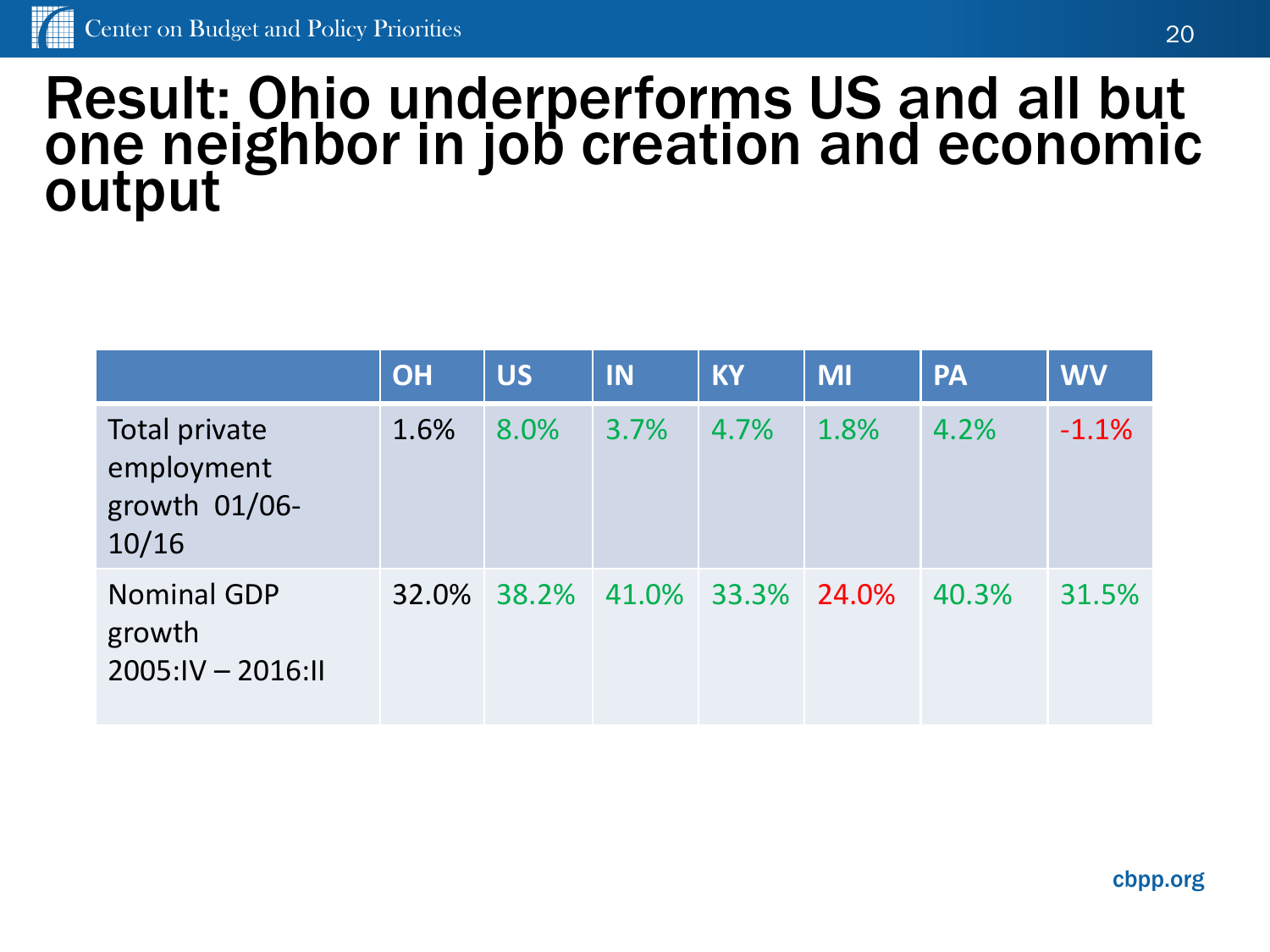# Result: Ohio underperforms US and all but one neighbor in job creation and economic output

| | OH | US | IN | KY | MI | PA | WV |
|---|---|---|---|---|---|---|---|
| Total private employment growth 01/06-10/16 | 1.6% | 8.0% | 3.7% | 4.7% | 1.8% | 4.2% | -1.1% |
| Nominal GDP growth 2005:IV – 2016:II | 32.0% | 38.2% | 41.0% | 33.3% | 24.0% | 40.3% | 31.5% |

cbpp.org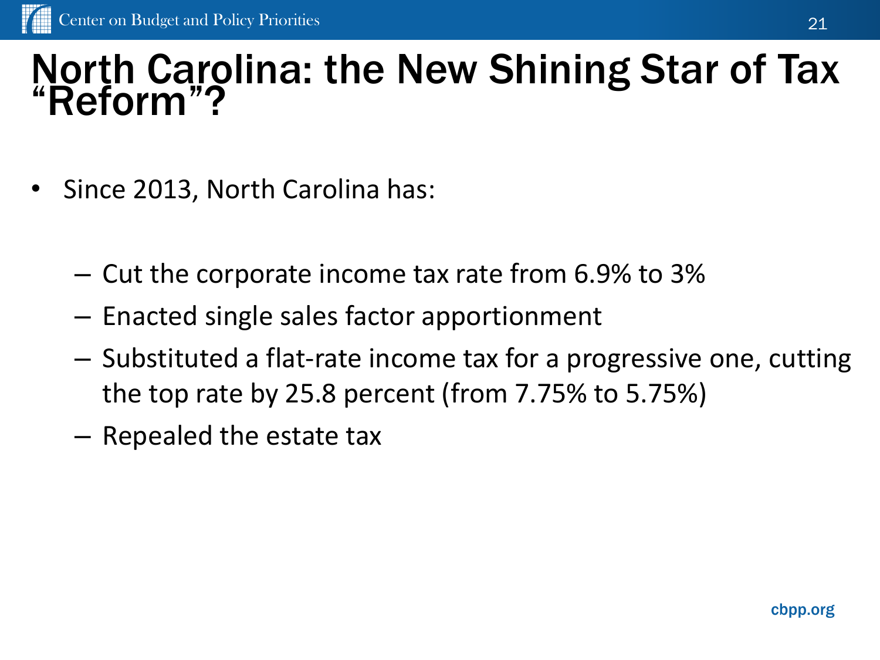# North Carolina: the New Shining Star of Tax "Reform"?

- Since 2013, North Carolina has:
  - Cut the corporate income tax rate from 6.9% to 3%
  - Enacted single sales factor apportionment
  - Substituted a flat-rate income tax for a progressive one, cutting the top rate by 25.8 percent (from 7.75% to 5.75%)
  - Repealed the estate tax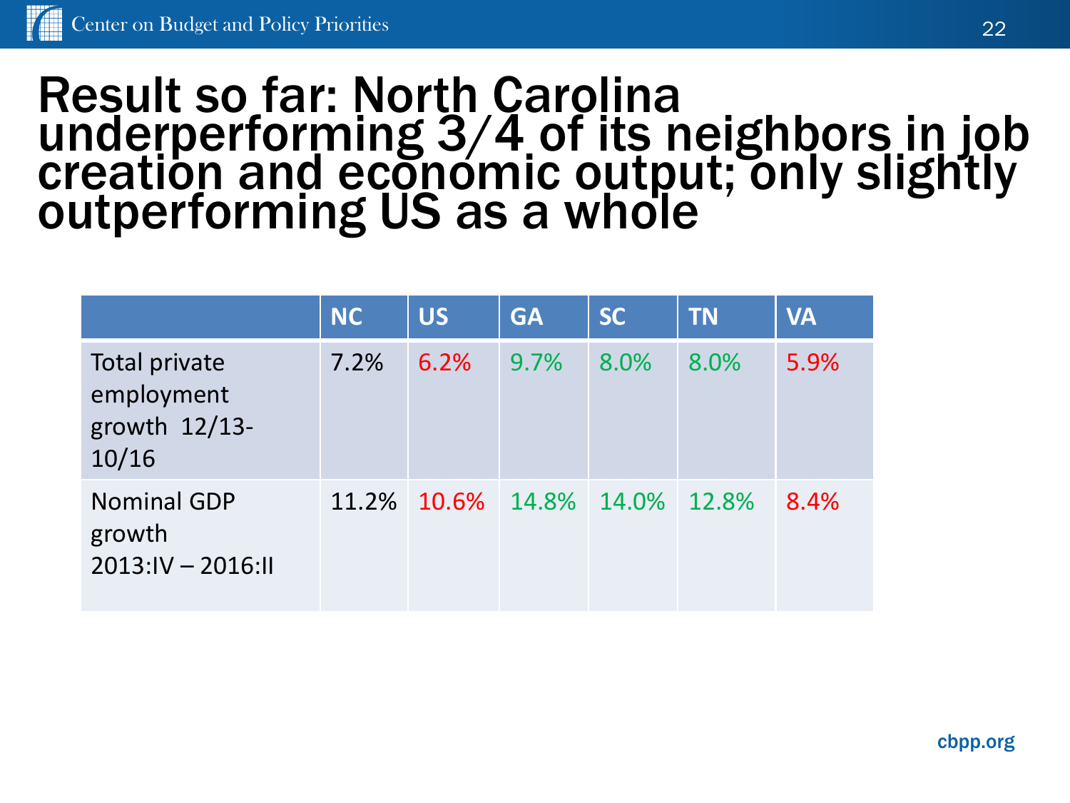# Result so far: North Carolina underperforming 3/4 of its neighbors in job creation and economic output; only slightly outperforming US as a whole

| | NC | US | GA | SC | TN | VA |
|---|---|---|---|---|---|---|
| Total private employment growth 12/13-10/16 | 7.2% | 6.2% | 9.7% | 8.0% | 8.0% | 5.9% |
| Nominal GDP growth 2013:IV – 2016:II | 11.2% | 10.6% | 14.8% | 14.0% | 12.8% | 8.4% |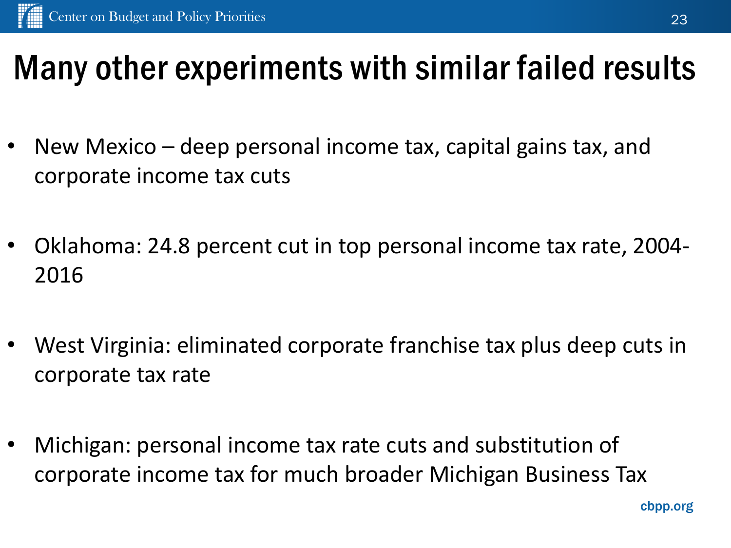# Many other experiments with similar failed results

- New Mexico – deep personal income tax, capital gains tax, and corporate income tax cuts
- Oklahoma: 24.8 percent cut in top personal income tax rate, 2004-2016
- West Virginia: eliminated corporate franchise tax plus deep cuts in corporate tax rate
- Michigan: personal income tax rate cuts and substitution of corporate income tax for much broader Michigan Business Tax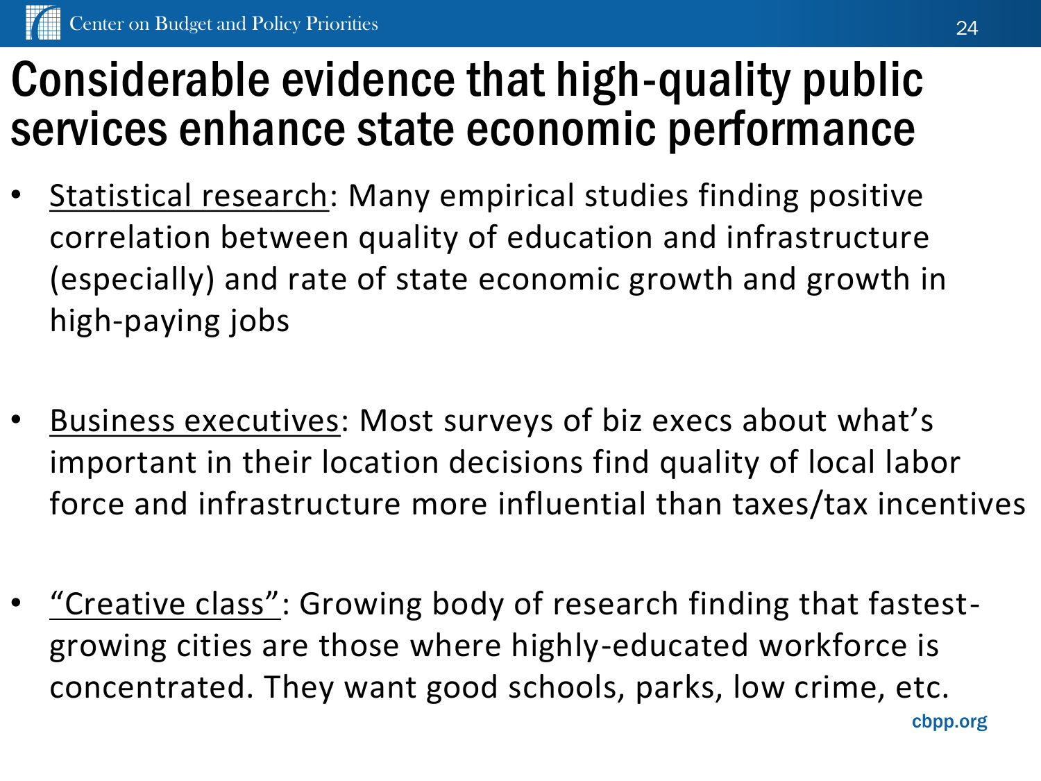# Considerable evidence that high-quality public services enhance state economic performance

- Statistical research: Many empirical studies finding positive correlation between quality of education and infrastructure (especially) and rate of state economic growth and growth in high-paying jobs

- Business executives: Most surveys of biz execs about what's important in their location decisions find quality of local labor force and infrastructure more influential than taxes/tax incentives

- "Creative class": Growing body of research finding that fastest-growing cities are those where highly-educated workforce is concentrated. They want good schools, parks, low crime, etc.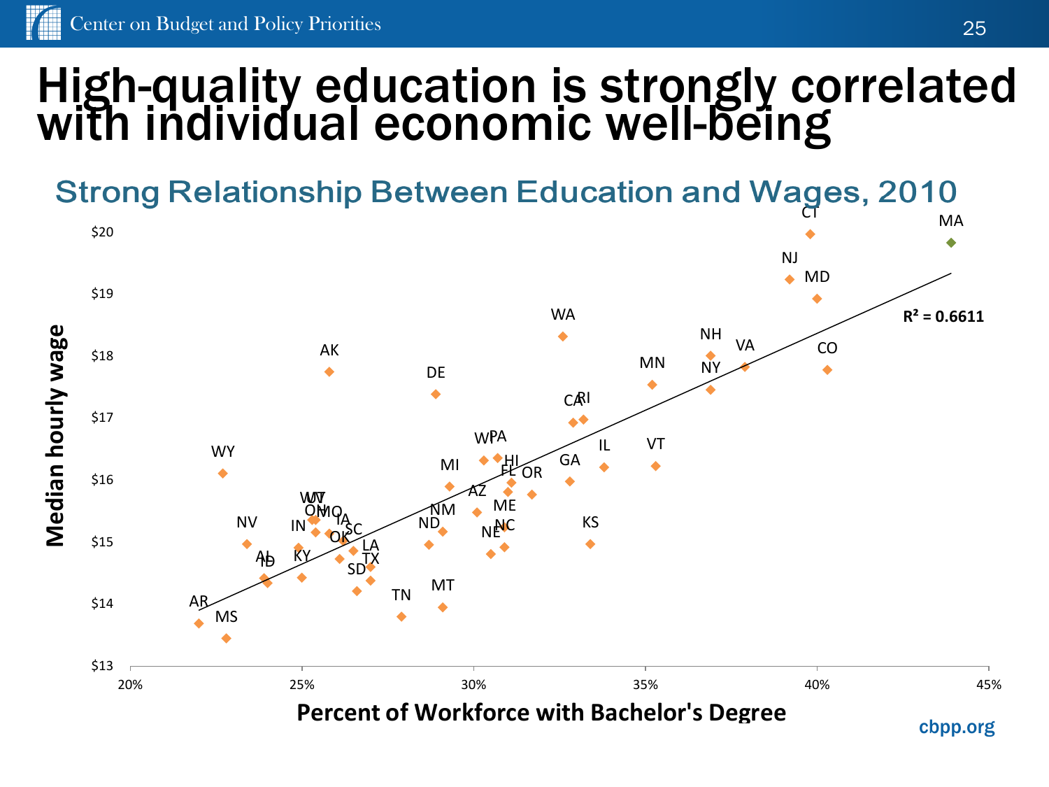# High-quality education is strongly correlated with individual economic well-being

## Strong Relationship Between Education and Wages, 2010

Median hourly wage

Percent of Workforce with Bachelor's Degree

$R^2 = 0.6611$

cbpp.org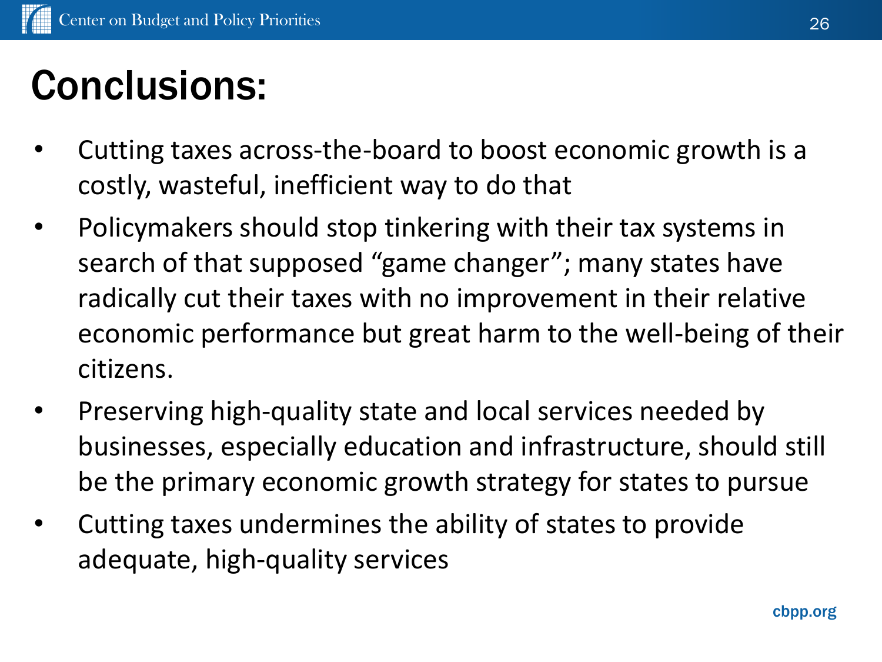# Conclusions:

- Cutting taxes across-the-board to boost economic growth is a costly, wasteful, inefficient way to do that
- Policymakers should stop tinkering with their tax systems in search of that supposed "game changer"; many states have radically cut their taxes with no improvement in their relative economic performance but great harm to the well-being of their citizens.
- Preserving high-quality state and local services needed by businesses, especially education and infrastructure, should still be the primary economic growth strategy for states to pursue
- Cutting taxes undermines the ability of states to provide adequate, high-quality services